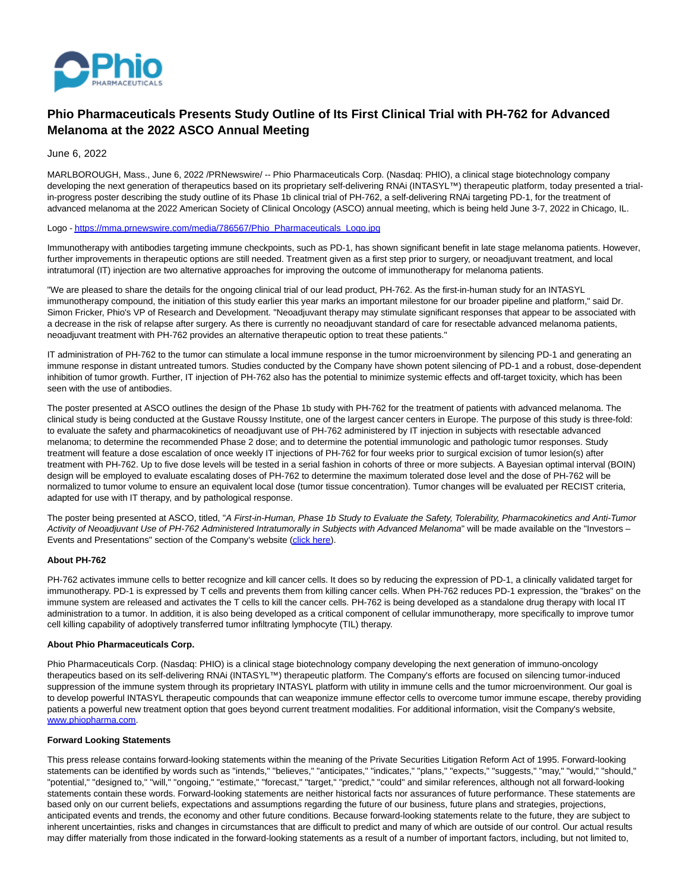# Phio Pharmaceuticals Presents Study Outline of Its First Clinical Trial with PH-762 for Advanced Melanoma at the 2022 ASCO Annual Meeting

June 6, 2022

MARLBOROUGH, Mass., June 6, 2022 /PRNewswire/ -- Phio Pharmaceuticals Corp. (Nasdaq: PHIO), a clinical stage biotechnology company developing the next generation of therapeutics based on its proprietary self-delivering RNAi (INTASYL™) therapeutic platform, today presented a trial-in-progress poster describing the study outline of its Phase 1b clinical trial of PH-762, a self-delivering RNAi targeting PD-1, for the treatment of advanced melanoma at the 2022 American Society of Clinical Oncology (ASCO) annual meeting, which is being held June 3-7, 2022 in Chicago, IL.

Logo - https://mma.prnewswire.com/media/786567/Phio_Pharmaceuticals_Logo.jpg

Immunotherapy with antibodies targeting immune checkpoints, such as PD-1, has shown significant benefit in late stage melanoma patients. However, further improvements in therapeutic options are still needed. Treatment given as a first step prior to surgery, or neoadjuvant treatment, and local intratumoral (IT) injection are two alternative approaches for improving the outcome of immunotherapy for melanoma patients.

"We are pleased to share the details for the ongoing clinical trial of our lead product, PH-762. As the first-in-human study for an INTASYL immunotherapy compound, the initiation of this study earlier this year marks an important milestone for our broader pipeline and platform," said Dr. Simon Fricker, Phio's VP of Research and Development. "Neoadjuvant therapy may stimulate significant responses that appear to be associated with a decrease in the risk of relapse after surgery. As there is currently no neoadjuvant standard of care for resectable advanced melanoma patients, neoadjuvant treatment with PH-762 provides an alternative therapeutic option to treat these patients."

IT administration of PH-762 to the tumor can stimulate a local immune response in the tumor microenvironment by silencing PD-1 and generating an immune response in distant untreated tumors. Studies conducted by the Company have shown potent silencing of PD-1 and a robust, dose-dependent inhibition of tumor growth. Further, IT injection of PH-762 also has the potential to minimize systemic effects and off-target toxicity, which has been seen with the use of antibodies.

The poster presented at ASCO outlines the design of the Phase 1b study with PH-762 for the treatment of patients with advanced melanoma. The clinical study is being conducted at the Gustave Roussy Institute, one of the largest cancer centers in Europe. The purpose of this study is three-fold: to evaluate the safety and pharmacokinetics of neoadjuvant use of PH-762 administered by IT injection in subjects with resectable advanced melanoma; to determine the recommended Phase 2 dose; and to determine the potential immunologic and pathologic tumor responses. Study treatment will feature a dose escalation of once weekly IT injections of PH-762 for four weeks prior to surgical excision of tumor lesion(s) after treatment with PH-762. Up to five dose levels will be tested in a serial fashion in cohorts of three or more subjects. A Bayesian optimal interval (BOIN) design will be employed to evaluate escalating doses of PH-762 to determine the maximum tolerated dose level and the dose of PH-762 will be normalized to tumor volume to ensure an equivalent local dose (tumor tissue concentration). Tumor changes will be evaluated per RECIST criteria, adapted for use with IT therapy, and by pathological response.

The poster being presented at ASCO, titled, "*A First-in-Human, Phase 1b Study to Evaluate the Safety, Tolerability, Pharmacokinetics and Anti-Tumor Activity of Neoadjuvant Use of PH-762 Administered Intratumorally in Subjects with Advanced Melanoma*" will be made available on the "Investors – Events and Presentations" section of the Company's website (click here).

**About PH-762**

PH-762 activates immune cells to better recognize and kill cancer cells. It does so by reducing the expression of PD-1, a clinically validated target for immunotherapy. PD-1 is expressed by T cells and prevents them from killing cancer cells. When PH-762 reduces PD-1 expression, the "brakes" on the immune system are released and activates the T cells to kill the cancer cells. PH-762 is being developed as a standalone drug therapy with local IT administration to a tumor. In addition, it is also being developed as a critical component of cellular immunotherapy, more specifically to improve tumor cell killing capability of adoptively transferred tumor infiltrating lymphocyte (TIL) therapy.

**About Phio Pharmaceuticals Corp.**

Phio Pharmaceuticals Corp. (Nasdaq: PHIO) is a clinical stage biotechnology company developing the next generation of immuno-oncology therapeutics based on its self-delivering RNAi (INTASYL™) therapeutic platform. The Company's efforts are focused on silencing tumor-induced suppression of the immune system through its proprietary INTASYL platform with utility in immune cells and the tumor microenvironment. Our goal is to develop powerful INTASYL therapeutic compounds that can weaponize immune effector cells to overcome tumor immune escape, thereby providing patients a powerful new treatment option that goes beyond current treatment modalities. For additional information, visit the Company's website, www.phiopharma.com.

**Forward Looking Statements**

This press release contains forward-looking statements within the meaning of the Private Securities Litigation Reform Act of 1995. Forward-looking statements can be identified by words such as "intends," "believes," "anticipates," "indicates," "plans," "expects," "suggests," "may," "would," "should," "potential," "designed to," "will," "ongoing," "estimate," "forecast," "target," "predict," "could" and similar references, although not all forward-looking statements contain these words. Forward-looking statements are neither historical facts nor assurances of future performance. These statements are based only on our current beliefs, expectations and assumptions regarding the future of our business, future plans and strategies, projections, anticipated events and trends, the economy and other future conditions. Because forward-looking statements relate to the future, they are subject to inherent uncertainties, risks and changes in circumstances that are difficult to predict and many of which are outside of our control. Our actual results may differ materially from those indicated in the forward-looking statements as a result of a number of important factors, including, but not limited to,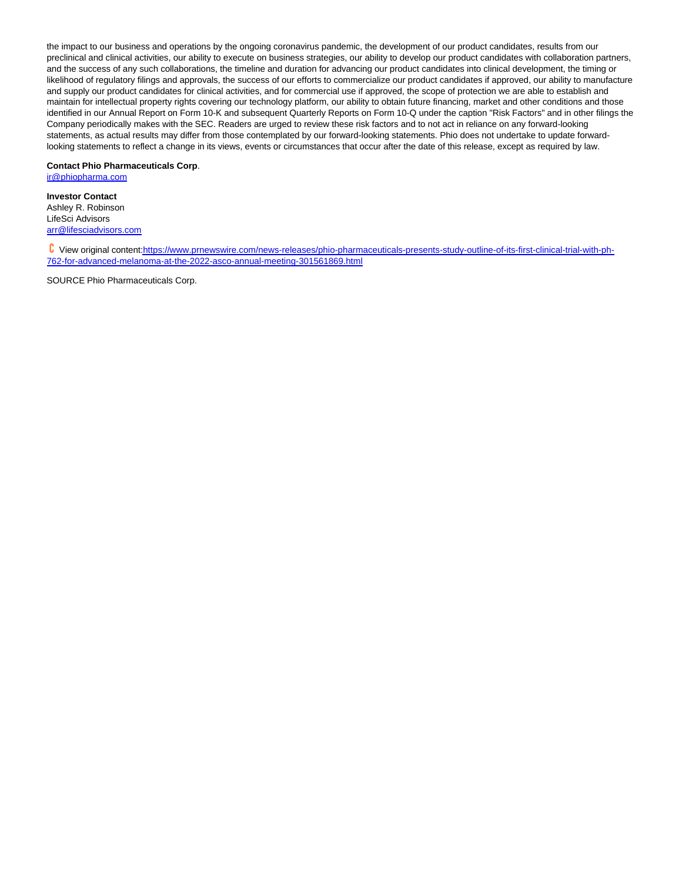the impact to our business and operations by the ongoing coronavirus pandemic, the development of our product candidates, results from our preclinical and clinical activities, our ability to execute on business strategies, our ability to develop our product candidates with collaboration partners, and the success of any such collaborations, the timeline and duration for advancing our product candidates into clinical development, the timing or likelihood of regulatory filings and approvals, the success of our efforts to commercialize our product candidates if approved, our ability to manufacture and supply our product candidates for clinical activities, and for commercial use if approved, the scope of protection we are able to establish and maintain for intellectual property rights covering our technology platform, our ability to obtain future financing, market and other conditions and those identified in our Annual Report on Form 10-K and subsequent Quarterly Reports on Form 10-Q under the caption "Risk Factors" and in other filings the Company periodically makes with the SEC. Readers are urged to review these risk factors and to not act in reliance on any forward-looking statements, as actual results may differ from those contemplated by our forward-looking statements. Phio does not undertake to update forward-looking statements to reflect a change in its views, events or circumstances that occur after the date of this release, except as required by law.

**Contact Phio Pharmaceuticals Corp**.
ir@phiopharma.com

**Investor Contact**
Ashley R. Robinson
LifeSci Advisors
arr@lifesciadvisors.com

View original content:https://www.prnewswire.com/news-releases/phio-pharmaceuticals-presents-study-outline-of-its-first-clinical-trial-with-ph-762-for-advanced-melanoma-at-the-2022-asco-annual-meeting-301561869.html

SOURCE Phio Pharmaceuticals Corp.